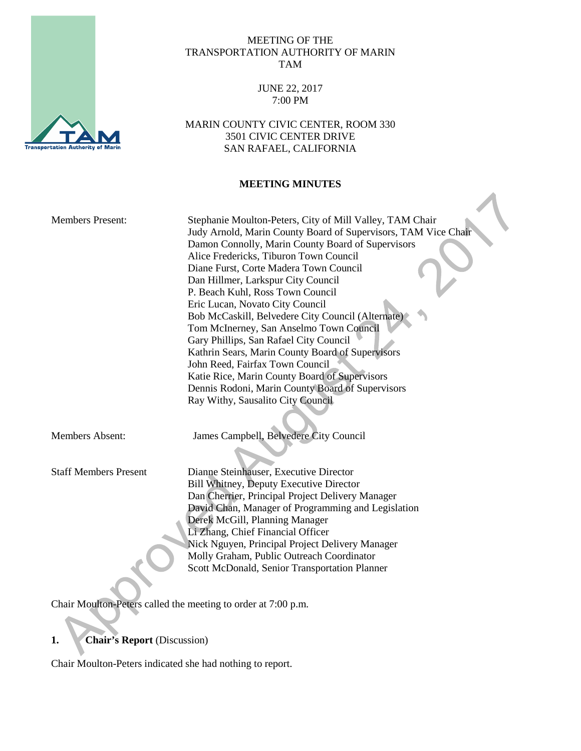MEETING OF THE
TRANSPORTATION AUTHORITY OF MARIN
TAM

JUNE 22, 2017
7:00 PM

MARIN COUNTY CIVIC CENTER, ROOM 330
3501 CIVIC CENTER DRIVE
SAN RAFAEL, CALIFORNIA

**MEETING MINUTES**

| | |
|---|---|
| Members Present: | Stephanie Moulton-Peters, City of Mill Valley, TAM Chair<br>Judy Arnold, Marin County Board of Supervisors, TAM Vice Chair<br>Damon Connolly, Marin County Board of Supervisors<br>Alice Fredericks, Tiburon Town Council<br>Diane Furst, Corte Madera Town Council<br>Dan Hillmer, Larkspur City Council<br>P. Beach Kuhl, Ross Town Council<br>Eric Lucan, Novato City Council<br>Bob McCaskill, Belvedere City Council (Alternate)<br>Tom McInerney, San Anselmo Town Council<br>Gary Phillips, San Rafael City Council<br>Kathrin Sears, Marin County Board of Supervisors<br>John Reed, Fairfax Town Council<br>Katie Rice, Marin County Board of Supervisors<br>Dennis Rodoni, Marin County Board of Supervisors<br>Ray Withy, Sausalito City Council |
| Members Absent: | James Campbell, Belvedere City Council |
| Staff Members Present | Dianne Steinhauser, Executive Director<br>Bill Whitney, Deputy Executive Director<br>Dan Cherrier, Principal Project Delivery Manager<br>David Chan, Manager of Programming and Legislation<br>Derek McGill, Planning Manager<br>Li Zhang, Chief Financial Officer<br>Nick Nguyen, Principal Project Delivery Manager<br>Molly Graham, Public Outreach Coordinator<br>Scott McDonald, Senior Transportation Planner |

Chair Moulton-Peters called the meeting to order at 7:00 p.m.

**1. Chair's Report** (Discussion)

Chair Moulton-Peters indicated she had nothing to report.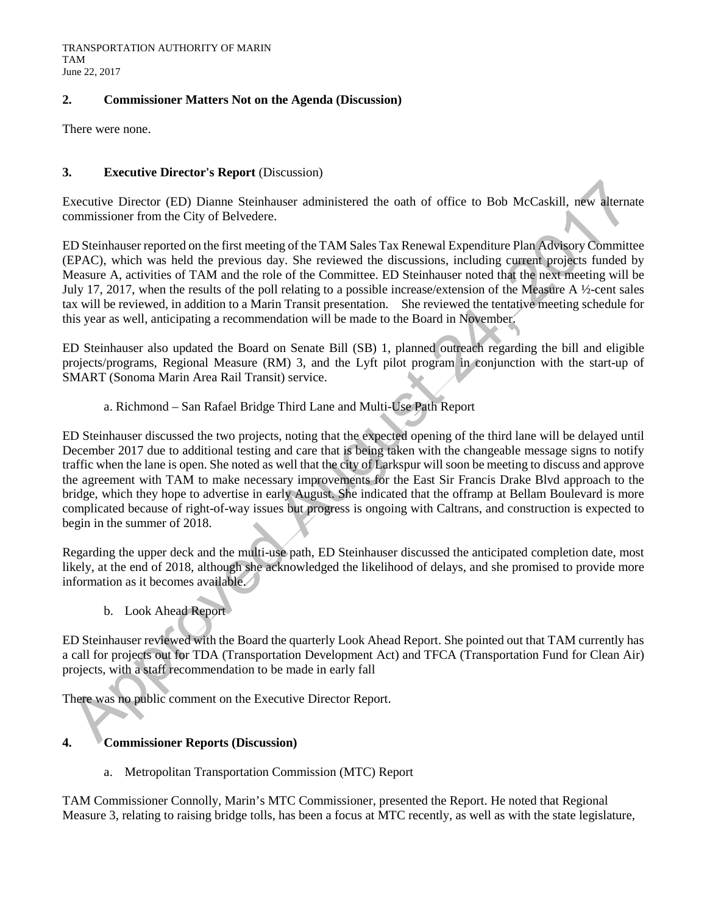## 2. Commissioner Matters Not on the Agenda (Discussion)

There were none.

## 3. Executive Director's Report (Discussion)

Executive Director (ED) Dianne Steinhauser administered the oath of office to Bob McCaskill, new alternate commissioner from the City of Belvedere.

ED Steinhauser reported on the first meeting of the TAM Sales Tax Renewal Expenditure Plan Advisory Committee (EPAC), which was held the previous day. She reviewed the discussions, including current projects funded by Measure A, activities of TAM and the role of the Committee. ED Steinhauser noted that the next meeting will be July 17, 2017, when the results of the poll relating to a possible increase/extension of the Measure A ½-cent sales tax will be reviewed, in addition to a Marin Transit presentation. She reviewed the tentative meeting schedule for this year as well, anticipating a recommendation will be made to the Board in November.

ED Steinhauser also updated the Board on Senate Bill (SB) 1, planned outreach regarding the bill and eligible projects/programs, Regional Measure (RM) 3, and the Lyft pilot program in conjunction with the start-up of SMART (Sonoma Marin Area Rail Transit) service.

a. Richmond – San Rafael Bridge Third Lane and Multi-Use Path Report

ED Steinhauser discussed the two projects, noting that the expected opening of the third lane will be delayed until December 2017 due to additional testing and care that is being taken with the changeable message signs to notify traffic when the lane is open. She noted as well that the city of Larkspur will soon be meeting to discuss and approve the agreement with TAM to make necessary improvements for the East Sir Francis Drake Blvd approach to the bridge, which they hope to advertise in early August. She indicated that the offramp at Bellam Boulevard is more complicated because of right-of-way issues but progress is ongoing with Caltrans, and construction is expected to begin in the summer of 2018.

Regarding the upper deck and the multi-use path, ED Steinhauser discussed the anticipated completion date, most likely, at the end of 2018, although she acknowledged the likelihood of delays, and she promised to provide more information as it becomes available.

b. Look Ahead Report

ED Steinhauser reviewed with the Board the quarterly Look Ahead Report. She pointed out that TAM currently has a call for projects out for TDA (Transportation Development Act) and TFCA (Transportation Fund for Clean Air) projects, with a staff recommendation to be made in early fall

There was no public comment on the Executive Director Report.

## 4. Commissioner Reports (Discussion)

a. Metropolitan Transportation Commission (MTC) Report

TAM Commissioner Connolly, Marin's MTC Commissioner, presented the Report. He noted that Regional Measure 3, relating to raising bridge tolls, has been a focus at MTC recently, as well as with the state legislature,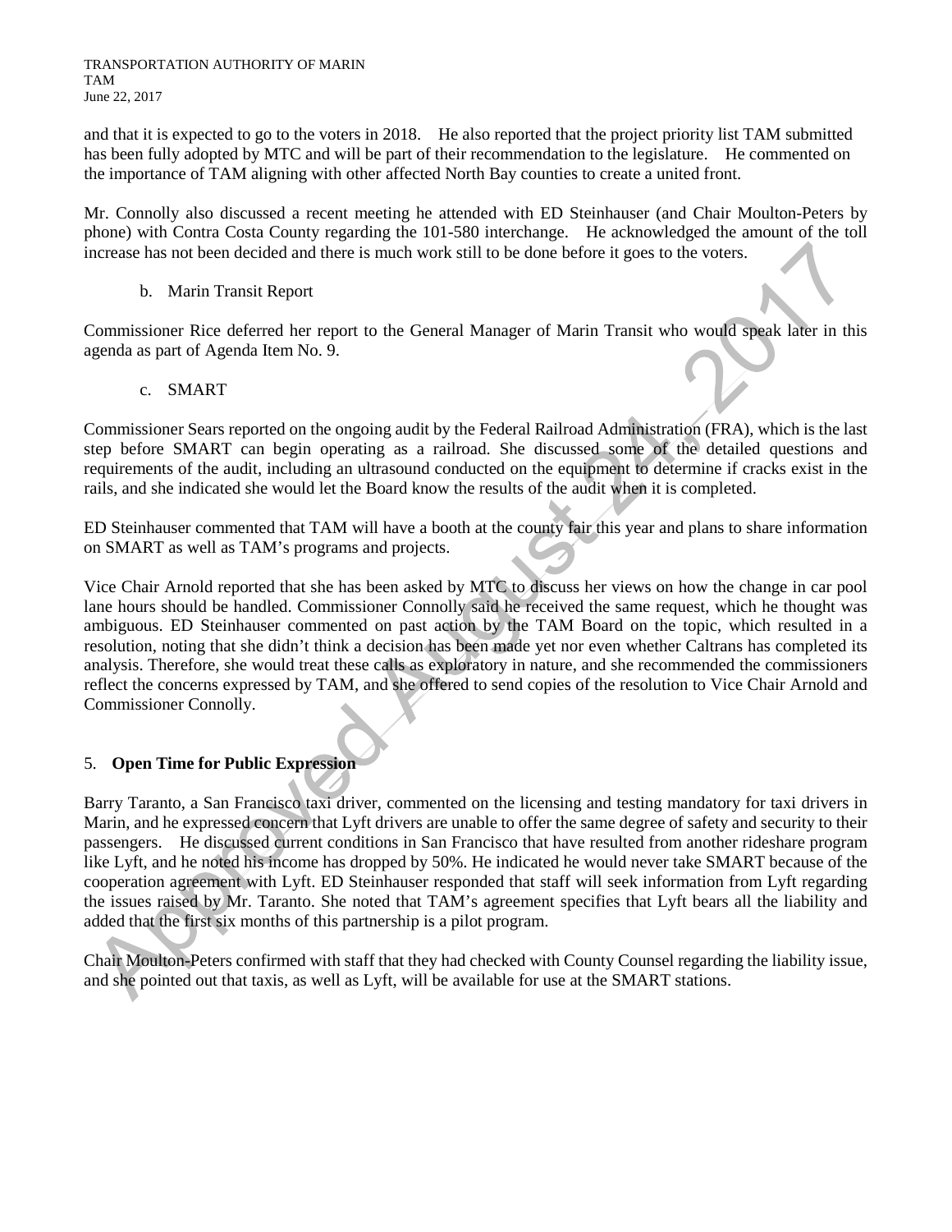and that it is expected to go to the voters in 2018. He also reported that the project priority list TAM submitted has been fully adopted by MTC and will be part of their recommendation to the legislature. He commented on the importance of TAM aligning with other affected North Bay counties to create a united front.

Mr. Connolly also discussed a recent meeting he attended with ED Steinhauser (and Chair Moulton-Peters by phone) with Contra Costa County regarding the 101-580 interchange. He acknowledged the amount of the toll increase has not been decided and there is much work still to be done before it goes to the voters.

b. Marin Transit Report

Commissioner Rice deferred her report to the General Manager of Marin Transit who would speak later in this agenda as part of Agenda Item No. 9.

c. SMART

Commissioner Sears reported on the ongoing audit by the Federal Railroad Administration (FRA), which is the last step before SMART can begin operating as a railroad. She discussed some of the detailed questions and requirements of the audit, including an ultrasound conducted on the equipment to determine if cracks exist in the rails, and she indicated she would let the Board know the results of the audit when it is completed.

ED Steinhauser commented that TAM will have a booth at the county fair this year and plans to share information on SMART as well as TAM's programs and projects.

Vice Chair Arnold reported that she has been asked by MTC to discuss her views on how the change in car pool lane hours should be handled. Commissioner Connolly said he received the same request, which he thought was ambiguous. ED Steinhauser commented on past action by the TAM Board on the topic, which resulted in a resolution, noting that she didn't think a decision has been made yet nor even whether Caltrans has completed its analysis. Therefore, she would treat these calls as exploratory in nature, and she recommended the commissioners reflect the concerns expressed by TAM, and she offered to send copies of the resolution to Vice Chair Arnold and Commissioner Connolly.

5. **Open Time for Public Expression**

Barry Taranto, a San Francisco taxi driver, commented on the licensing and testing mandatory for taxi drivers in Marin, and he expressed concern that Lyft drivers are unable to offer the same degree of safety and security to their passengers. He discussed current conditions in San Francisco that have resulted from another rideshare program like Lyft, and he noted his income has dropped by 50%. He indicated he would never take SMART because of the cooperation agreement with Lyft. ED Steinhauser responded that staff will seek information from Lyft regarding the issues raised by Mr. Taranto. She noted that TAM's agreement specifies that Lyft bears all the liability and added that the first six months of this partnership is a pilot program.

Chair Moulton-Peters confirmed with staff that they had checked with County Counsel regarding the liability issue, and she pointed out that taxis, as well as Lyft, will be available for use at the SMART stations.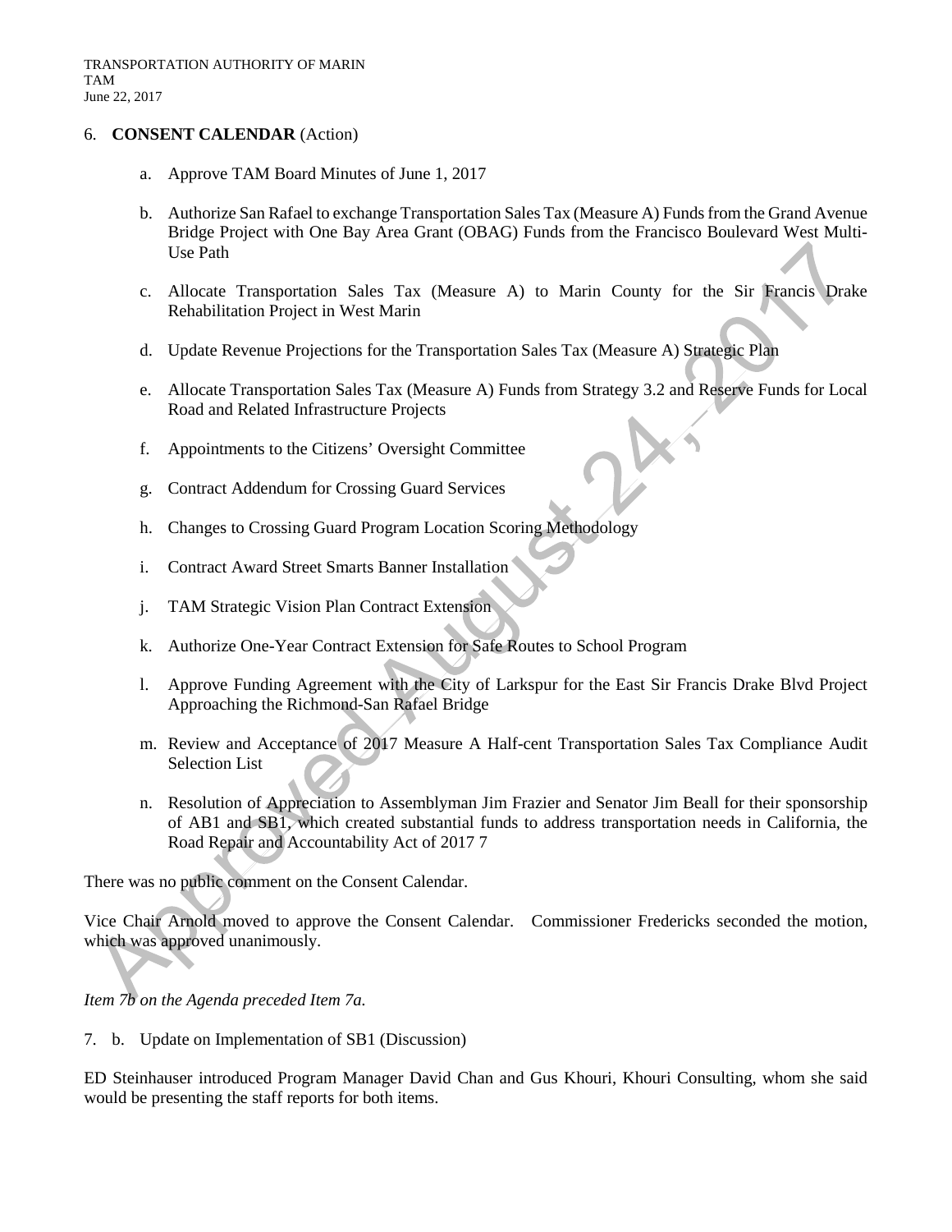6. **CONSENT CALENDAR** (Action)

a. Approve TAM Board Minutes of June 1, 2017

b. Authorize San Rafael to exchange Transportation Sales Tax (Measure A) Funds from the Grand Avenue Bridge Project with One Bay Area Grant (OBAG) Funds from the Francisco Boulevard West Multi-Use Path

c. Allocate Transportation Sales Tax (Measure A) to Marin County for the Sir Francis Drake Rehabilitation Project in West Marin

d. Update Revenue Projections for the Transportation Sales Tax (Measure A) Strategic Plan

e. Allocate Transportation Sales Tax (Measure A) Funds from Strategy 3.2 and Reserve Funds for Local Road and Related Infrastructure Projects

f. Appointments to the Citizens' Oversight Committee

g. Contract Addendum for Crossing Guard Services

h. Changes to Crossing Guard Program Location Scoring Methodology

i. Contract Award Street Smarts Banner Installation

j. TAM Strategic Vision Plan Contract Extension

k. Authorize One-Year Contract Extension for Safe Routes to School Program

l. Approve Funding Agreement with the City of Larkspur for the East Sir Francis Drake Blvd Project Approaching the Richmond-San Rafael Bridge

m. Review and Acceptance of 2017 Measure A Half-cent Transportation Sales Tax Compliance Audit Selection List

n. Resolution of Appreciation to Assemblyman Jim Frazier and Senator Jim Beall for their sponsorship of AB1 and SB1, which created substantial funds to address transportation needs in California, the Road Repair and Accountability Act of 2017 7

There was no public comment on the Consent Calendar.

Vice Chair Arnold moved to approve the Consent Calendar. Commissioner Fredericks seconded the motion, which was approved unanimously.

*Item 7b on the Agenda preceded Item 7a.*

7. b. Update on Implementation of SB1 (Discussion)

ED Steinhauser introduced Program Manager David Chan and Gus Khouri, Khouri Consulting, whom she said would be presenting the staff reports for both items.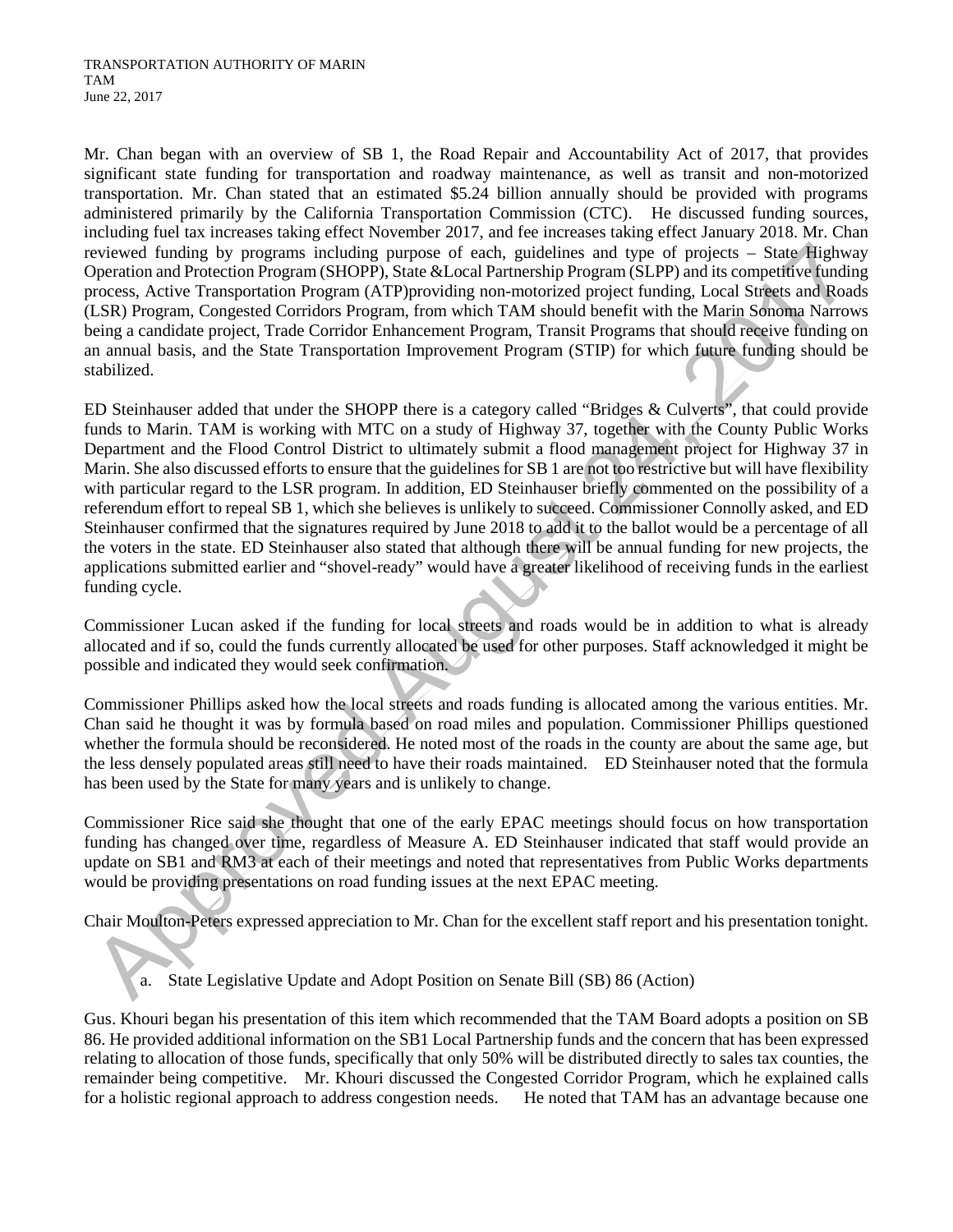Mr. Chan began with an overview of SB 1, the Road Repair and Accountability Act of 2017, that provides significant state funding for transportation and roadway maintenance, as well as transit and non-motorized transportation. Mr. Chan stated that an estimated $5.24 billion annually should be provided with programs administered primarily by the California Transportation Commission (CTC). He discussed funding sources, including fuel tax increases taking effect November 2017, and fee increases taking effect January 2018. Mr. Chan reviewed funding by programs including purpose of each, guidelines and type of projects – State Highway Operation and Protection Program (SHOPP), State &Local Partnership Program (SLPP) and its competitive funding process, Active Transportation Program (ATP)providing non-motorized project funding, Local Streets and Roads (LSR) Program, Congested Corridors Program, from which TAM should benefit with the Marin Sonoma Narrows being a candidate project, Trade Corridor Enhancement Program, Transit Programs that should receive funding on an annual basis, and the State Transportation Improvement Program (STIP) for which future funding should be stabilized.

ED Steinhauser added that under the SHOPP there is a category called "Bridges & Culverts", that could provide funds to Marin. TAM is working with MTC on a study of Highway 37, together with the County Public Works Department and the Flood Control District to ultimately submit a flood management project for Highway 37 in Marin. She also discussed efforts to ensure that the guidelines for SB 1 are not too restrictive but will have flexibility with particular regard to the LSR program. In addition, ED Steinhauser briefly commented on the possibility of a referendum effort to repeal SB 1, which she believes is unlikely to succeed. Commissioner Connolly asked, and ED Steinhauser confirmed that the signatures required by June 2018 to add it to the ballot would be a percentage of all the voters in the state. ED Steinhauser also stated that although there will be annual funding for new projects, the applications submitted earlier and "shovel-ready" would have a greater likelihood of receiving funds in the earliest funding cycle.

Commissioner Lucan asked if the funding for local streets and roads would be in addition to what is already allocated and if so, could the funds currently allocated be used for other purposes. Staff acknowledged it might be possible and indicated they would seek confirmation.

Commissioner Phillips asked how the local streets and roads funding is allocated among the various entities. Mr. Chan said he thought it was by formula based on road miles and population. Commissioner Phillips questioned whether the formula should be reconsidered. He noted most of the roads in the county are about the same age, but the less densely populated areas still need to have their roads maintained. ED Steinhauser noted that the formula has been used by the State for many years and is unlikely to change.

Commissioner Rice said she thought that one of the early EPAC meetings should focus on how transportation funding has changed over time, regardless of Measure A. ED Steinhauser indicated that staff would provide an update on SB1 and RM3 at each of their meetings and noted that representatives from Public Works departments would be providing presentations on road funding issues at the next EPAC meeting.

Chair Moulton-Peters expressed appreciation to Mr. Chan for the excellent staff report and his presentation tonight.

a. State Legislative Update and Adopt Position on Senate Bill (SB) 86 (Action)

Gus. Khouri began his presentation of this item which recommended that the TAM Board adopts a position on SB 86. He provided additional information on the SB1 Local Partnership funds and the concern that has been expressed relating to allocation of those funds, specifically that only 50% will be distributed directly to sales tax counties, the remainder being competitive. Mr. Khouri discussed the Congested Corridor Program, which he explained calls for a holistic regional approach to address congestion needs. He noted that TAM has an advantage because one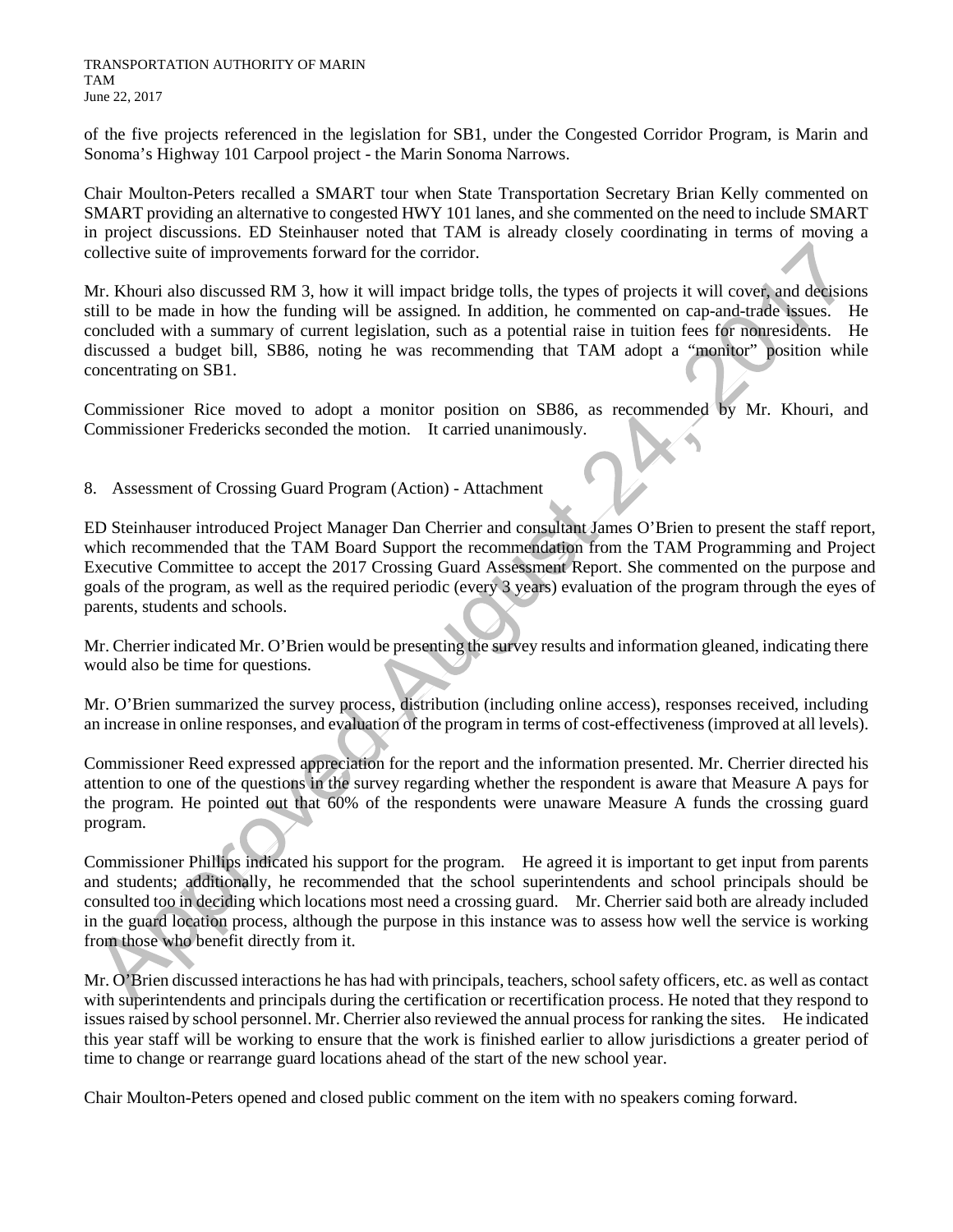of the five projects referenced in the legislation for SB1, under the Congested Corridor Program, is Marin and Sonoma's Highway 101 Carpool project - the Marin Sonoma Narrows.

Chair Moulton-Peters recalled a SMART tour when State Transportation Secretary Brian Kelly commented on SMART providing an alternative to congested HWY 101 lanes, and she commented on the need to include SMART in project discussions. ED Steinhauser noted that TAM is already closely coordinating in terms of moving a collective suite of improvements forward for the corridor.

Mr. Khouri also discussed RM 3, how it will impact bridge tolls, the types of projects it will cover, and decisions still to be made in how the funding will be assigned. In addition, he commented on cap-and-trade issues. He concluded with a summary of current legislation, such as a potential raise in tuition fees for nonresidents. He discussed a budget bill, SB86, noting he was recommending that TAM adopt a "monitor" position while concentrating on SB1.

Commissioner Rice moved to adopt a monitor position on SB86, as recommended by Mr. Khouri, and Commissioner Fredericks seconded the motion. It carried unanimously.

8. Assessment of Crossing Guard Program (Action) - Attachment

ED Steinhauser introduced Project Manager Dan Cherrier and consultant James O'Brien to present the staff report, which recommended that the TAM Board Support the recommendation from the TAM Programming and Project Executive Committee to accept the 2017 Crossing Guard Assessment Report. She commented on the purpose and goals of the program, as well as the required periodic (every 3 years) evaluation of the program through the eyes of parents, students and schools.

Mr. Cherrier indicated Mr. O'Brien would be presenting the survey results and information gleaned, indicating there would also be time for questions.

Mr. O'Brien summarized the survey process, distribution (including online access), responses received, including an increase in online responses, and evaluation of the program in terms of cost-effectiveness (improved at all levels).

Commissioner Reed expressed appreciation for the report and the information presented. Mr. Cherrier directed his attention to one of the questions in the survey regarding whether the respondent is aware that Measure A pays for the program. He pointed out that 60% of the respondents were unaware Measure A funds the crossing guard program.

Commissioner Phillips indicated his support for the program. He agreed it is important to get input from parents and students; additionally, he recommended that the school superintendents and school principals should be consulted too in deciding which locations most need a crossing guard. Mr. Cherrier said both are already included in the guard location process, although the purpose in this instance was to assess how well the service is working from those who benefit directly from it.

Mr. O'Brien discussed interactions he has had with principals, teachers, school safety officers, etc. as well as contact with superintendents and principals during the certification or recertification process. He noted that they respond to issues raised by school personnel. Mr. Cherrier also reviewed the annual process for ranking the sites. He indicated this year staff will be working to ensure that the work is finished earlier to allow jurisdictions a greater period of time to change or rearrange guard locations ahead of the start of the new school year.

Chair Moulton-Peters opened and closed public comment on the item with no speakers coming forward.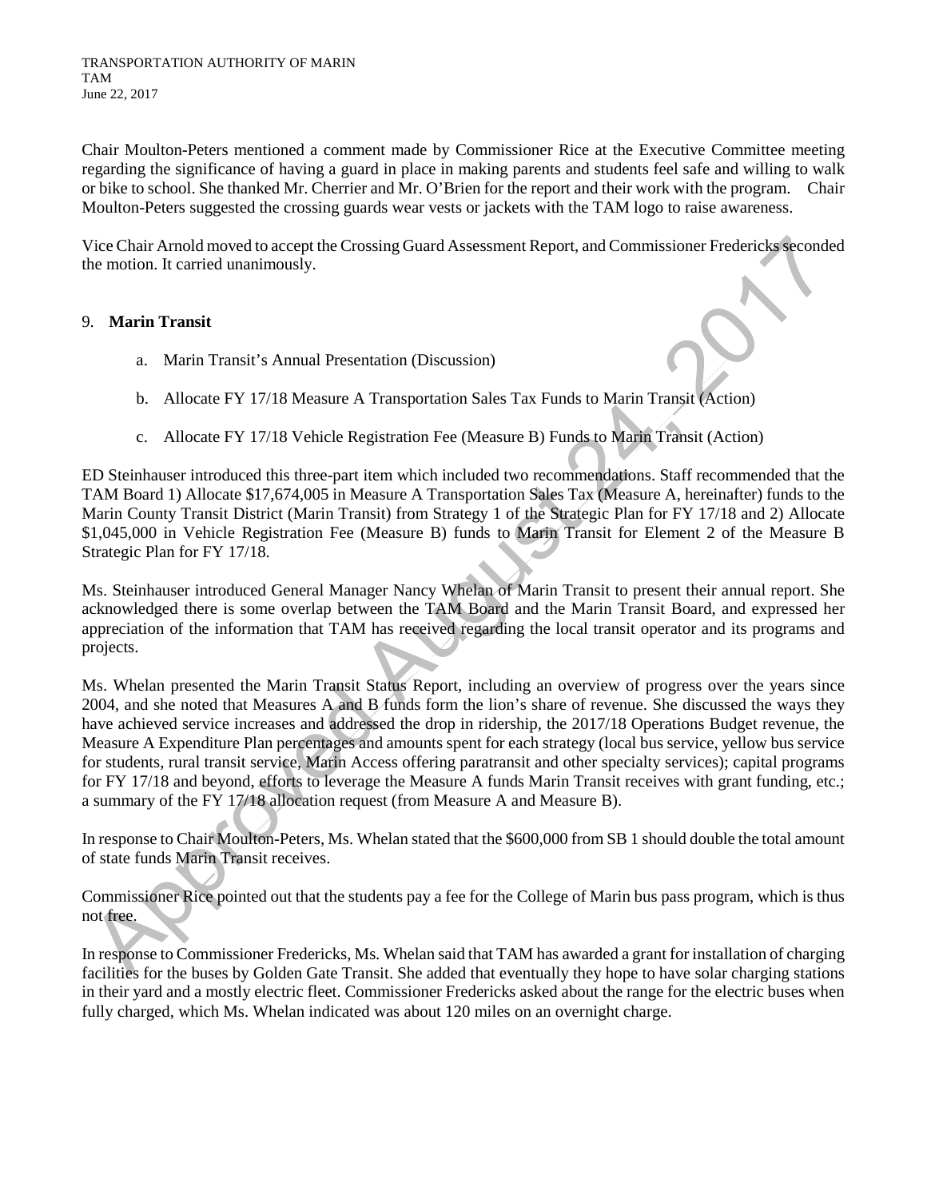Chair Moulton-Peters mentioned a comment made by Commissioner Rice at the Executive Committee meeting regarding the significance of having a guard in place in making parents and students feel safe and willing to walk or bike to school. She thanked Mr. Cherrier and Mr. O'Brien for the report and their work with the program. Chair Moulton-Peters suggested the crossing guards wear vests or jackets with the TAM logo to raise awareness.

Vice Chair Arnold moved to accept the Crossing Guard Assessment Report, and Commissioner Fredericks seconded the motion. It carried unanimously.

9. **Marin Transit**

   a. Marin Transit's Annual Presentation (Discussion)

   b. Allocate FY 17/18 Measure A Transportation Sales Tax Funds to Marin Transit (Action)

   c. Allocate FY 17/18 Vehicle Registration Fee (Measure B) Funds to Marin Transit (Action)

ED Steinhauser introduced this three-part item which included two recommendations. Staff recommended that the TAM Board 1) Allocate $17,674,005 in Measure A Transportation Sales Tax (Measure A, hereinafter) funds to the Marin County Transit District (Marin Transit) from Strategy 1 of the Strategic Plan for FY 17/18 and 2) Allocate $1,045,000 in Vehicle Registration Fee (Measure B) funds to Marin Transit for Element 2 of the Measure B Strategic Plan for FY 17/18.

Ms. Steinhauser introduced General Manager Nancy Whelan of Marin Transit to present their annual report. She acknowledged there is some overlap between the TAM Board and the Marin Transit Board, and expressed her appreciation of the information that TAM has received regarding the local transit operator and its programs and projects.

Ms. Whelan presented the Marin Transit Status Report, including an overview of progress over the years since 2004, and she noted that Measures A and B funds form the lion's share of revenue. She discussed the ways they have achieved service increases and addressed the drop in ridership, the 2017/18 Operations Budget revenue, the Measure A Expenditure Plan percentages and amounts spent for each strategy (local bus service, yellow bus service for students, rural transit service, Marin Access offering paratransit and other specialty services); capital programs for FY 17/18 and beyond, efforts to leverage the Measure A funds Marin Transit receives with grant funding, etc.; a summary of the FY 17/18 allocation request (from Measure A and Measure B).

In response to Chair Moulton-Peters, Ms. Whelan stated that the $600,000 from SB 1 should double the total amount of state funds Marin Transit receives.

Commissioner Rice pointed out that the students pay a fee for the College of Marin bus pass program, which is thus not free.

In response to Commissioner Fredericks, Ms. Whelan said that TAM has awarded a grant for installation of charging facilities for the buses by Golden Gate Transit. She added that eventually they hope to have solar charging stations in their yard and a mostly electric fleet. Commissioner Fredericks asked about the range for the electric buses when fully charged, which Ms. Whelan indicated was about 120 miles on an overnight charge.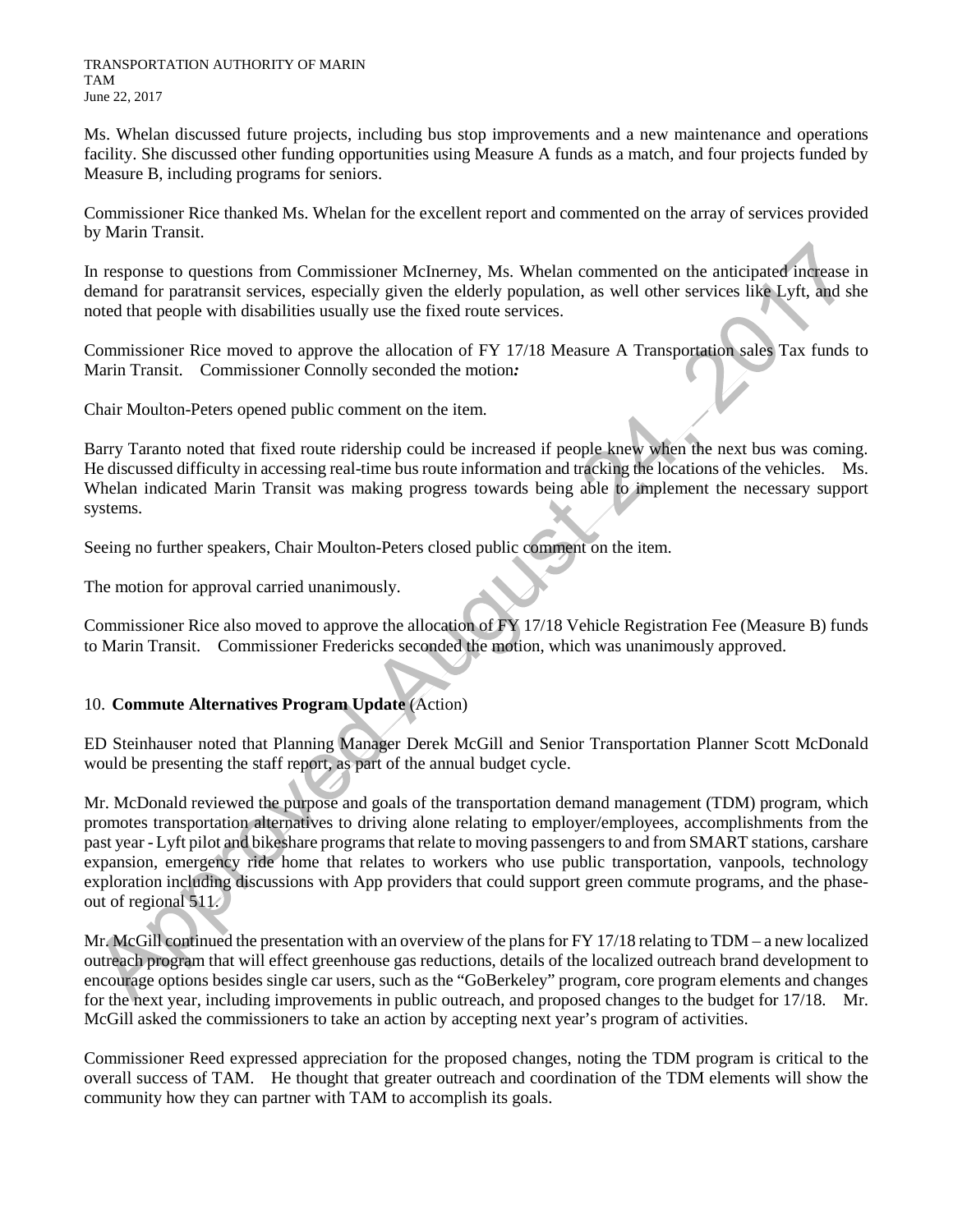Ms. Whelan discussed future projects, including bus stop improvements and a new maintenance and operations facility. She discussed other funding opportunities using Measure A funds as a match, and four projects funded by Measure B, including programs for seniors.

Commissioner Rice thanked Ms. Whelan for the excellent report and commented on the array of services provided by Marin Transit.

In response to questions from Commissioner McInerney, Ms. Whelan commented on the anticipated increase in demand for paratransit services, especially given the elderly population, as well other services like Lyft, and she noted that people with disabilities usually use the fixed route services.

Commissioner Rice moved to approve the allocation of FY 17/18 Measure A Transportation sales Tax funds to Marin Transit. Commissioner Connolly seconded the motion*:*

Chair Moulton-Peters opened public comment on the item.

Barry Taranto noted that fixed route ridership could be increased if people knew when the next bus was coming. He discussed difficulty in accessing real-time bus route information and tracking the locations of the vehicles. Ms. Whelan indicated Marin Transit was making progress towards being able to implement the necessary support systems.

Seeing no further speakers, Chair Moulton-Peters closed public comment on the item.

The motion for approval carried unanimously.

Commissioner Rice also moved to approve the allocation of FY 17/18 Vehicle Registration Fee (Measure B) funds to Marin Transit. Commissioner Fredericks seconded the motion, which was unanimously approved.

10. **Commute Alternatives Program Update** (Action)

ED Steinhauser noted that Planning Manager Derek McGill and Senior Transportation Planner Scott McDonald would be presenting the staff report, as part of the annual budget cycle.

Mr. McDonald reviewed the purpose and goals of the transportation demand management (TDM) program, which promotes transportation alternatives to driving alone relating to employer/employees, accomplishments from the past year - Lyft pilot and bikeshare programs that relate to moving passengers to and from SMART stations, carshare expansion, emergency ride home that relates to workers who use public transportation, vanpools, technology exploration including discussions with App providers that could support green commute programs, and the phase-out of regional 511.

Mr. McGill continued the presentation with an overview of the plans for FY 17/18 relating to TDM – a new localized outreach program that will effect greenhouse gas reductions, details of the localized outreach brand development to encourage options besides single car users, such as the "GoBerkeley" program, core program elements and changes for the next year, including improvements in public outreach, and proposed changes to the budget for 17/18. Mr. McGill asked the commissioners to take an action by accepting next year's program of activities.

Commissioner Reed expressed appreciation for the proposed changes, noting the TDM program is critical to the overall success of TAM. He thought that greater outreach and coordination of the TDM elements will show the community how they can partner with TAM to accomplish its goals.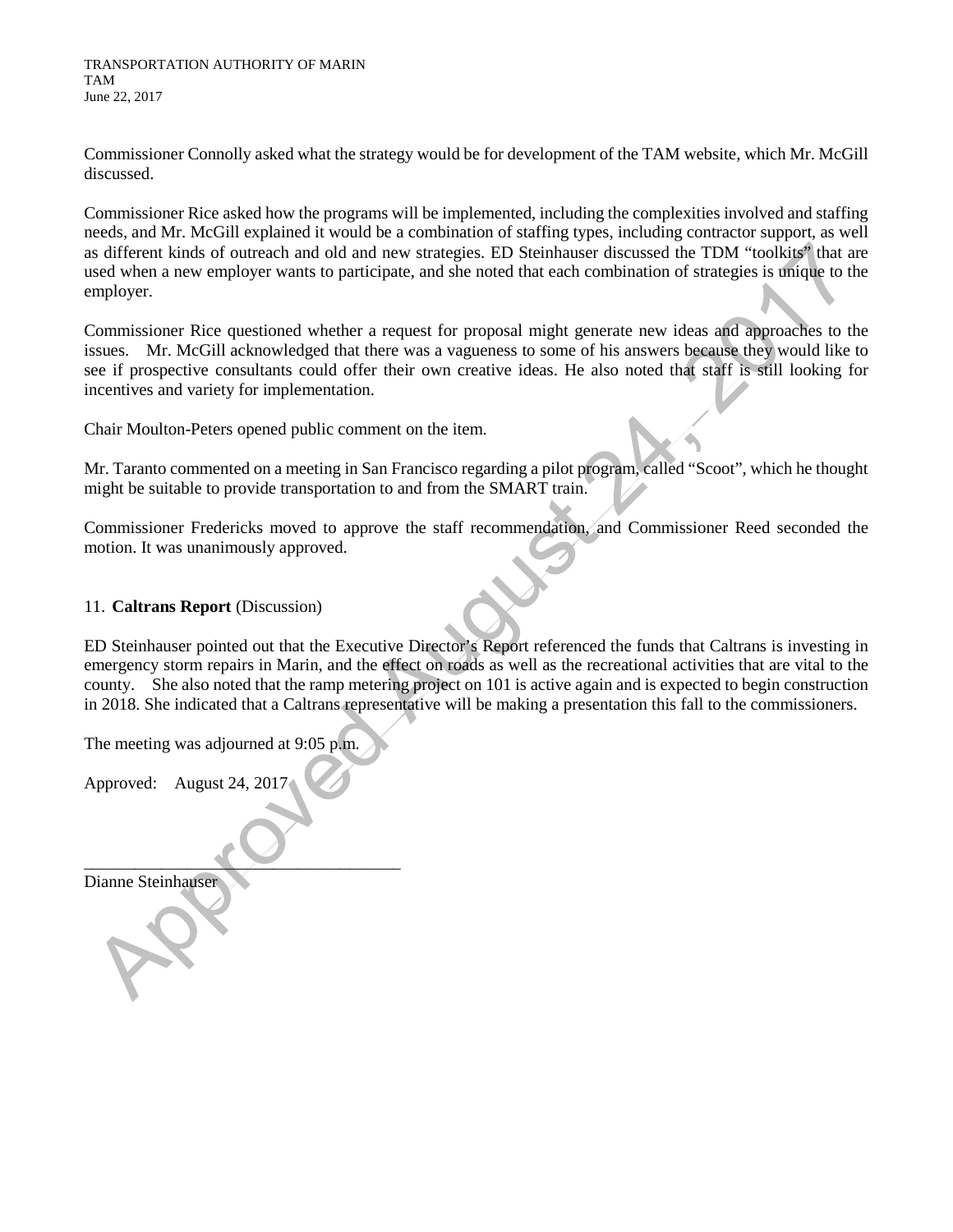Commissioner Connolly asked what the strategy would be for development of the TAM website, which Mr. McGill discussed.

Commissioner Rice asked how the programs will be implemented, including the complexities involved and staffing needs, and Mr. McGill explained it would be a combination of staffing types, including contractor support, as well as different kinds of outreach and old and new strategies. ED Steinhauser discussed the TDM "toolkits" that are used when a new employer wants to participate, and she noted that each combination of strategies is unique to the employer.

Commissioner Rice questioned whether a request for proposal might generate new ideas and approaches to the issues. Mr. McGill acknowledged that there was a vagueness to some of his answers because they would like to see if prospective consultants could offer their own creative ideas. He also noted that staff is still looking for incentives and variety for implementation.

Chair Moulton-Peters opened public comment on the item.

Mr. Taranto commented on a meeting in San Francisco regarding a pilot program, called "Scoot", which he thought might be suitable to provide transportation to and from the SMART train.

Commissioner Fredericks moved to approve the staff recommendation, and Commissioner Reed seconded the motion. It was unanimously approved.

11. **Caltrans Report** (Discussion)

ED Steinhauser pointed out that the Executive Director's Report referenced the funds that Caltrans is investing in emergency storm repairs in Marin, and the effect on roads as well as the recreational activities that are vital to the county. She also noted that the ramp metering project on 101 is active again and is expected to begin construction in 2018. She indicated that a Caltrans representative will be making a presentation this fall to the commissioners.

The meeting was adjourned at 9:05 p.m.

Approved: August 24, 2017

\_\_\_\_\_\_\_\_\_\_\_\_\_\_\_\_\_\_\_\_\_\_\_\_\_\_\_\_\_\_\_\_\_\_\_

Dianne Steinhauser

Approved August 24, 2017